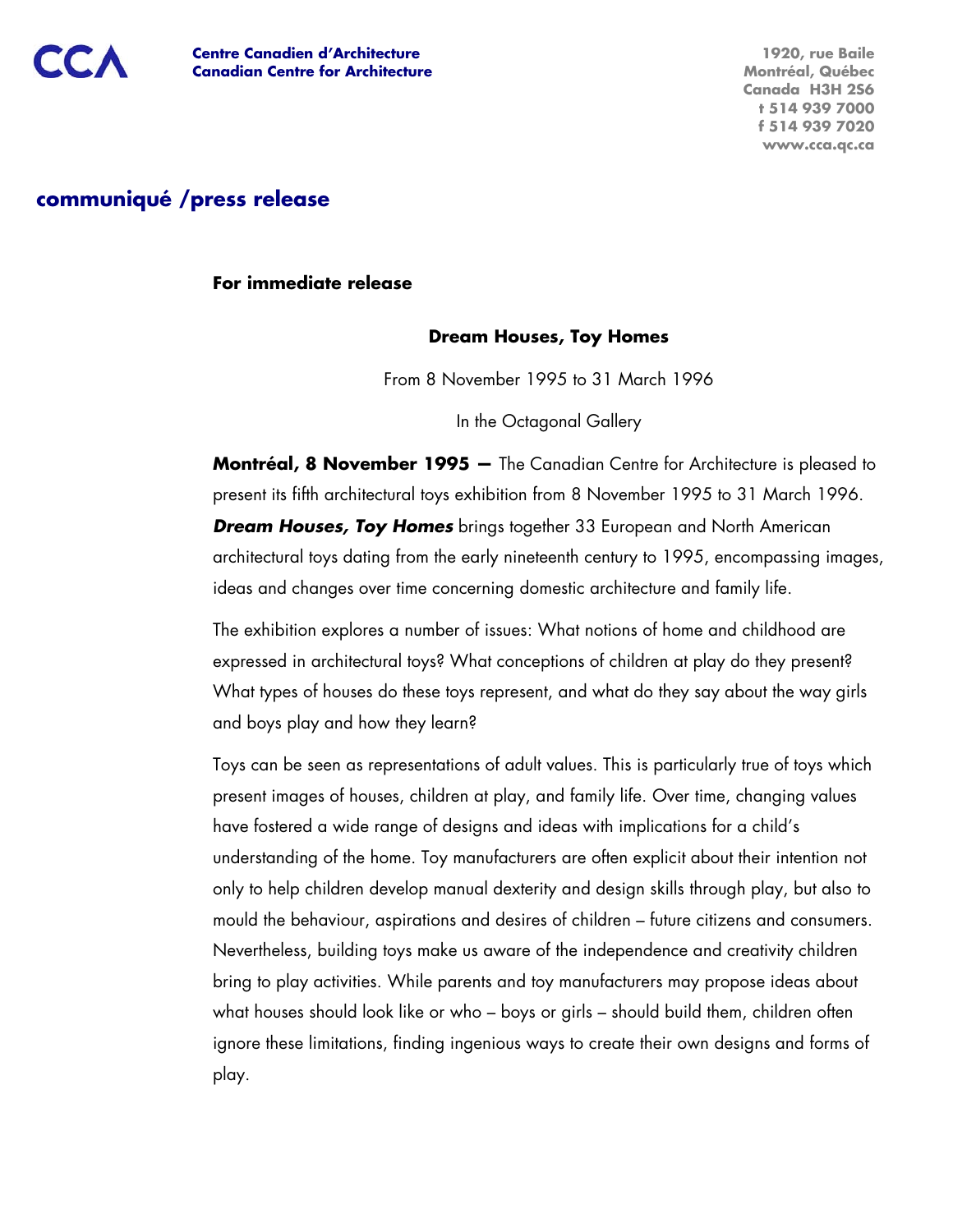**CCA** **Centre Canadien d'Architecture**
**Canadian Centre for Architecture**

**1920, rue Baile**
**Montréal, Québec**
**Canada H3H 2S6**
**t 514 939 7000**
**f 514 939 7020**
**www.cca.qc.ca**

## communiqué /press release

**For immediate release**

### Dream Houses, Toy Homes

From 8 November 1995 to 31 March 1996

In the Octagonal Gallery

**Montréal, 8 November 1995 —** The Canadian Centre for Architecture is pleased to present its fifth architectural toys exhibition from 8 November 1995 to 31 March 1996. ***Dream Houses, Toy Homes*** brings together 33 European and North American architectural toys dating from the early nineteenth century to 1995, encompassing images, ideas and changes over time concerning domestic architecture and family life.

The exhibition explores a number of issues: What notions of home and childhood are expressed in architectural toys? What conceptions of children at play do they present? What types of houses do these toys represent, and what do they say about the way girls and boys play and how they learn?

Toys can be seen as representations of adult values. This is particularly true of toys which present images of houses, children at play, and family life. Over time, changing values have fostered a wide range of designs and ideas with implications for a child's understanding of the home. Toy manufacturers are often explicit about their intention not only to help children develop manual dexterity and design skills through play, but also to mould the behaviour, aspirations and desires of children – future citizens and consumers. Nevertheless, building toys make us aware of the independence and creativity children bring to play activities. While parents and toy manufacturers may propose ideas about what houses should look like or who – boys or girls – should build them, children often ignore these limitations, finding ingenious ways to create their own designs and forms of play.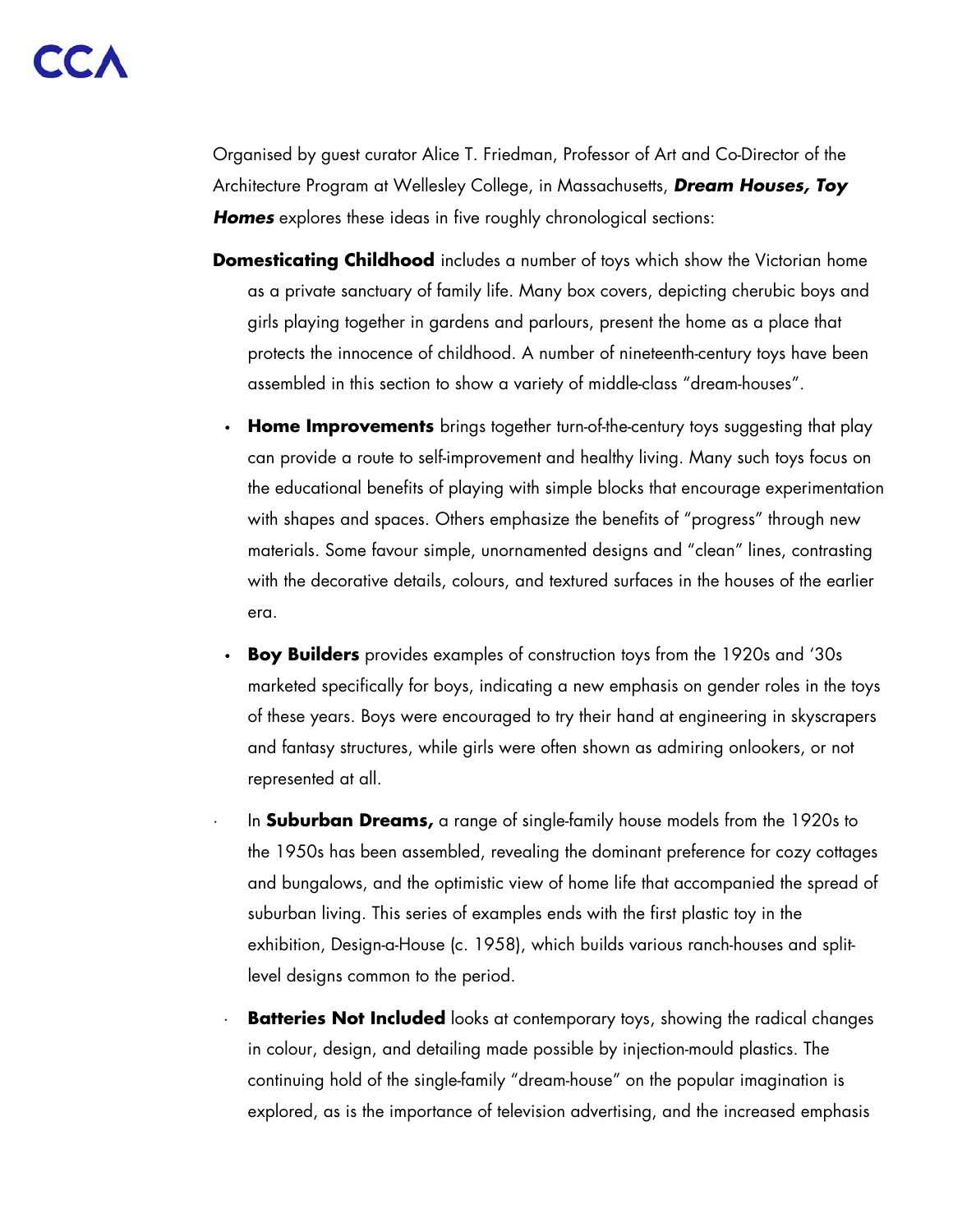Organised by guest curator Alice T. Friedman, Professor of Art and Co-Director of the Architecture Program at Wellesley College, in Massachusetts, ***Dream Houses, Toy Homes*** explores these ideas in five roughly chronological sections:

**Domesticating Childhood** includes a number of toys which show the Victorian home as a private sanctuary of family life. Many box covers, depicting cherubic boys and girls playing together in gardens and parlours, present the home as a place that protects the innocence of childhood. A number of nineteenth-century toys have been assembled in this section to show a variety of middle-class "dream-houses".

- **Home Improvements** brings together turn-of-the-century toys suggesting that play can provide a route to self-improvement and healthy living. Many such toys focus on the educational benefits of playing with simple blocks that encourage experimentation with shapes and spaces. Others emphasize the benefits of "progress" through new materials. Some favour simple, unornamented designs and "clean" lines, contrasting with the decorative details, colours, and textured surfaces in the houses of the earlier era.

- **Boy Builders** provides examples of construction toys from the 1920s and '30s marketed specifically for boys, indicating a new emphasis on gender roles in the toys of these years. Boys were encouraged to try their hand at engineering in skyscrapers and fantasy structures, while girls were often shown as admiring onlookers, or not represented at all.

- In **Suburban Dreams,** a range of single-family house models from the 1920s to the 1950s has been assembled, revealing the dominant preference for cozy cottages and bungalows, and the optimistic view of home life that accompanied the spread of suburban living. This series of examples ends with the first plastic toy in the exhibition, Design-a-House (c. 1958), which builds various ranch-houses and split-level designs common to the period.

- **Batteries Not Included** looks at contemporary toys, showing the radical changes in colour, design, and detailing made possible by injection-mould plastics. The continuing hold of the single-family "dream-house" on the popular imagination is explored, as is the importance of television advertising, and the increased emphasis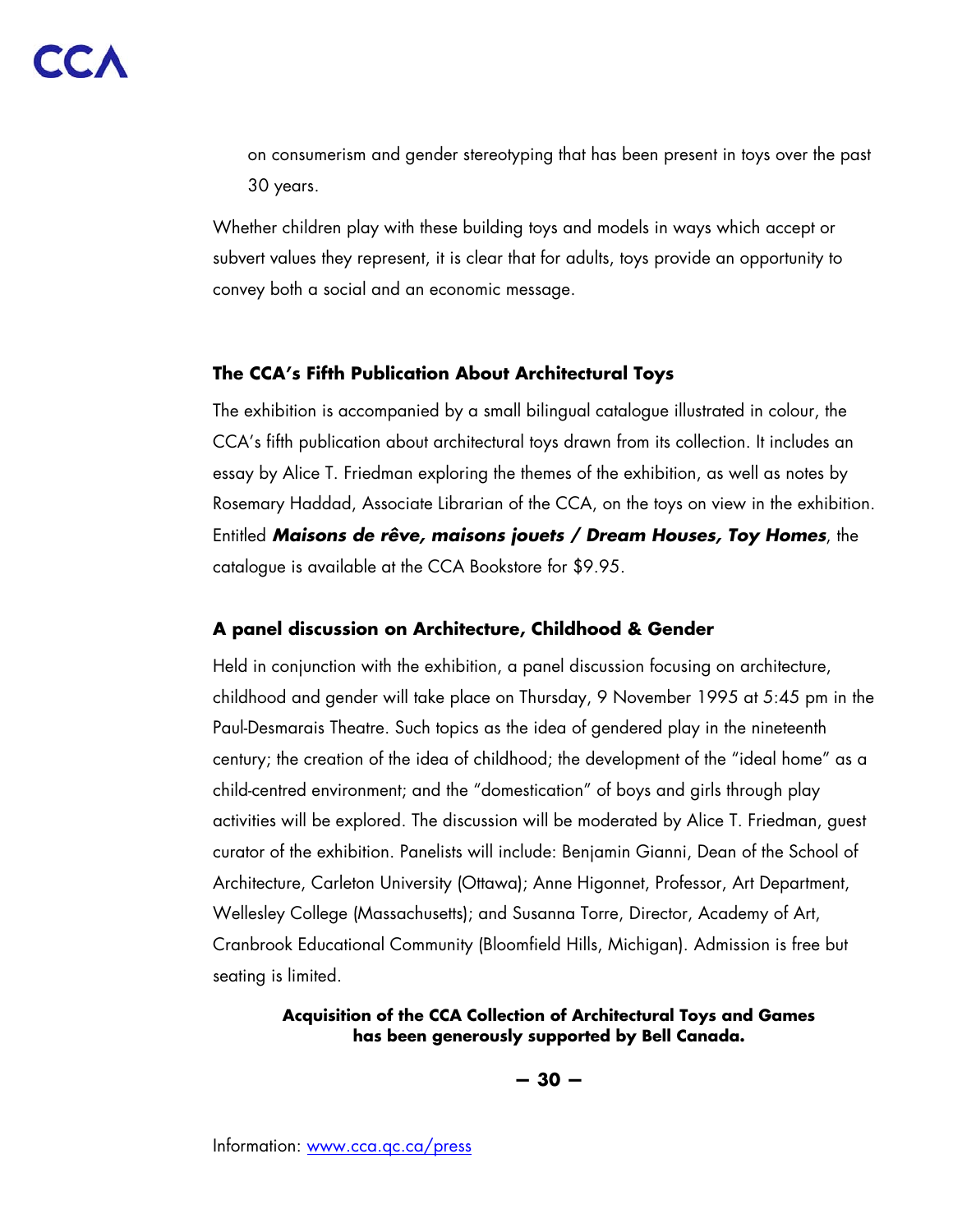on consumerism and gender stereotyping that has been present in toys over the past 30 years.

Whether children play with these building toys and models in ways which accept or subvert values they represent, it is clear that for adults, toys provide an opportunity to convey both a social and an economic message.

## The CCA's Fifth Publication About Architectural Toys

The exhibition is accompanied by a small bilingual catalogue illustrated in colour, the CCA's fifth publication about architectural toys drawn from its collection. It includes an essay by Alice T. Friedman exploring the themes of the exhibition, as well as notes by Rosemary Haddad, Associate Librarian of the CCA, on the toys on view in the exhibition. Entitled ***Maisons de rêve, maisons jouets / Dream Houses, Toy Homes***, the catalogue is available at the CCA Bookstore for $9.95.

## A panel discussion on Architecture, Childhood & Gender

Held in conjunction with the exhibition, a panel discussion focusing on architecture, childhood and gender will take place on Thursday, 9 November 1995 at 5:45 pm in the Paul-Desmarais Theatre. Such topics as the idea of gendered play in the nineteenth century; the creation of the idea of childhood; the development of the "ideal home" as a child-centred environment; and the "domestication" of boys and girls through play activities will be explored. The discussion will be moderated by Alice T. Friedman, guest curator of the exhibition. Panelists will include: Benjamin Gianni, Dean of the School of Architecture, Carleton University (Ottawa); Anne Higonnet, Professor, Art Department, Wellesley College (Massachusetts); and Susanna Torre, Director, Academy of Art, Cranbrook Educational Community (Bloomfield Hills, Michigan). Admission is free but seating is limited.

**Acquisition of the CCA Collection of Architectural Toys and Games has been generously supported by Bell Canada.**

**— 30 —**

Information: www.cca.qc.ca/press